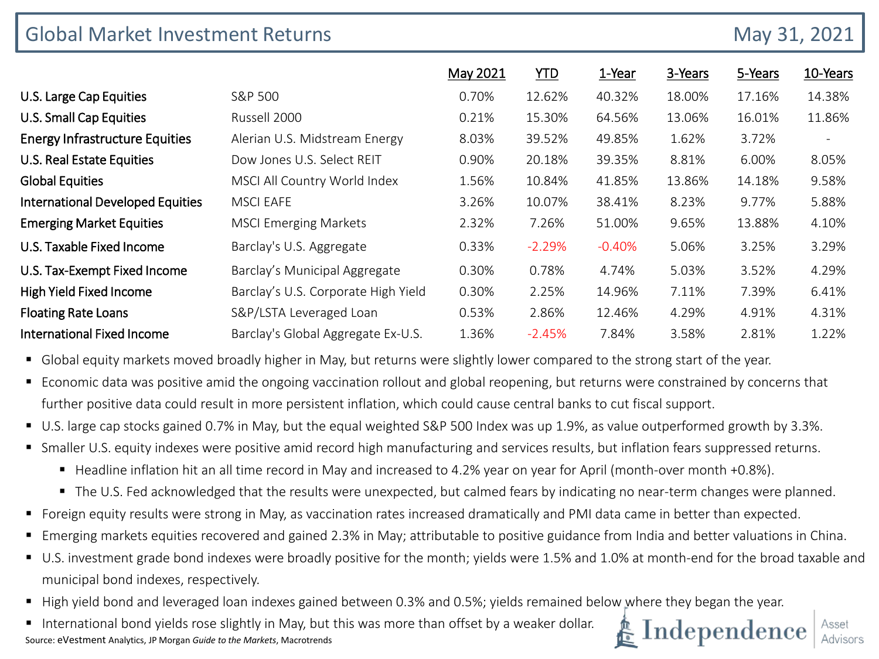# Global Market Investment Returns

May 31, 2021

| | | May 2021 | YTD | 1-Year | 3-Years | 5-Years | 10-Years |
|---|---|---|---|---|---|---|---|
| U.S. Large Cap Equities | S&P 500 | 0.70% | 12.62% | 40.32% | 18.00% | 17.16% | 14.38% |
| U.S. Small Cap Equities | Russell 2000 | 0.21% | 15.30% | 64.56% | 13.06% | 16.01% | 11.86% |
| Energy Infrastructure Equities | Alerian U.S. Midstream Energy | 8.03% | 39.52% | 49.85% | 1.62% | 3.72% | - |
| U.S. Real Estate Equities | Dow Jones U.S. Select REIT | 0.90% | 20.18% | 39.35% | 8.81% | 6.00% | 8.05% |
| Global Equities | MSCI All Country World Index | 1.56% | 10.84% | 41.85% | 13.86% | 14.18% | 9.58% |
| International Developed Equities | MSCI EAFE | 3.26% | 10.07% | 38.41% | 8.23% | 9.77% | 5.88% |
| Emerging Market Equities | MSCI Emerging Markets | 2.32% | 7.26% | 51.00% | 9.65% | 13.88% | 4.10% |
| U.S. Taxable Fixed Income | Barclay's U.S. Aggregate | 0.33% | -2.29% | -0.40% | 5.06% | 3.25% | 3.29% |
| U.S. Tax-Exempt Fixed Income | Barclay's Municipal Aggregate | 0.30% | 0.78% | 4.74% | 5.03% | 3.52% | 4.29% |
| High Yield Fixed Income | Barclay's U.S. Corporate High Yield | 0.30% | 2.25% | 14.96% | 7.11% | 7.39% | 6.41% |
| Floating Rate Loans | S&P/LSTA Leveraged Loan | 0.53% | 2.86% | 12.46% | 4.29% | 4.91% | 4.31% |
| International Fixed Income | Barclay's Global Aggregate Ex-U.S. | 1.36% | -2.45% | 7.84% | 3.58% | 2.81% | 1.22% |

- Global equity markets moved broadly higher in May, but returns were slightly lower compared to the strong start of the year.
- Economic data was positive amid the ongoing vaccination rollout and global reopening, but returns were constrained by concerns that further positive data could result in more persistent inflation, which could cause central banks to cut fiscal support.
- U.S. large cap stocks gained 0.7% in May, but the equal weighted S&P 500 Index was up 1.9%, as value outperformed growth by 3.3%.
- Smaller U.S. equity indexes were positive amid record high manufacturing and services results, but inflation fears suppressed returns.
  - Headline inflation hit an all time record in May and increased to 4.2% year on year for April (month-over month +0.8%).
  - The U.S. Fed acknowledged that the results were unexpected, but calmed fears by indicating no near-term changes were planned.
- Foreign equity results were strong in May, as vaccination rates increased dramatically and PMI data came in better than expected.
- Emerging markets equities recovered and gained 2.3% in May; attributable to positive guidance from India and better valuations in China.
- U.S. investment grade bond indexes were broadly positive for the month; yields were 1.5% and 1.0% at month-end for the broad taxable and municipal bond indexes, respectively.
- High yield bond and leveraged loan indexes gained between 0.3% and 0.5%; yields remained below where they began the year.
- International bond yields rose slightly in May, but this was more than offset by a weaker dollar.

Source: eVestment Analytics, JP Morgan *Guide to the Markets*, Macrotrends

Independence | Asset Advisors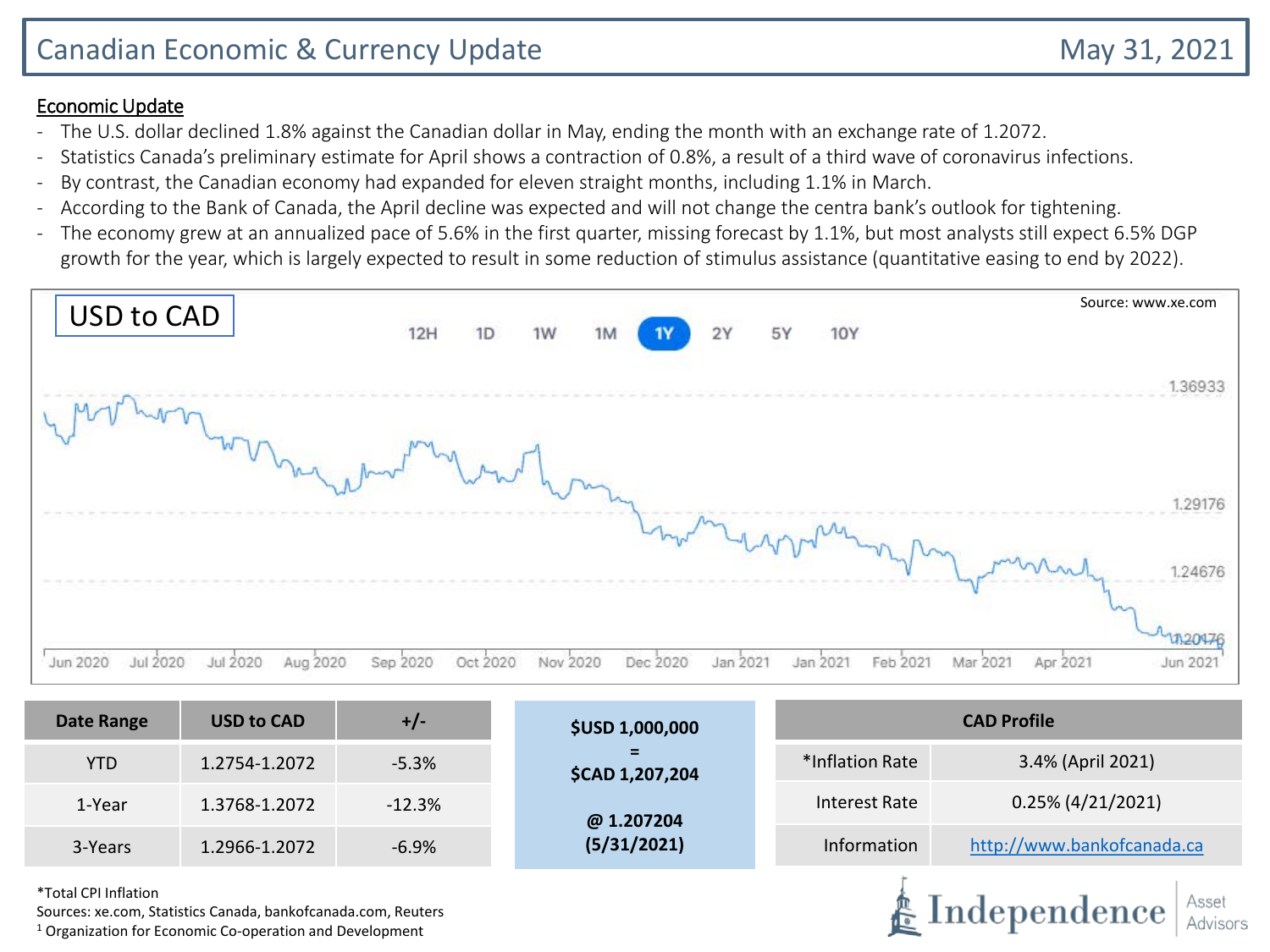# Canadian Economic & Currency Update

May 31, 2021

## Economic Update

- The U.S. dollar declined 1.8% against the Canadian dollar in May, ending the month with an exchange rate of 1.2072.
- Statistics Canada's preliminary estimate for April shows a contraction of 0.8%, a result of a third wave of coronavirus infections.
- By contrast, the Canadian economy had expanded for eleven straight months, including 1.1% in March.
- According to the Bank of Canada, the April decline was expected and will not change the centra bank's outlook for tightening.
- The economy grew at an annualized pace of 5.6% in the first quarter, missing forecast by 1.1%, but most analysts still expect 6.5% DGP growth for the year, which is largely expected to result in some reduction of stimulus assistance (quantitative easing to end by 2022).

USD to CAD

Source: www.xe.com

12H 1D 1W 1M 1Y 2Y 5Y 10Y

1.36933
1.29176
1.24676
1.20176

Jun 2020 Jul 2020 Jul 2020 Aug 2020 Sep 2020 Oct 2020 Nov 2020 Dec 2020 Jan 2021 Jan 2021 Feb 2021 Mar 2021 Apr 2021 Jun 2021

| Date Range | USD to CAD | +/- |
|---|---|---|
| YTD | 1.2754-1.2072 | -5.3% |
| 1-Year | 1.3768-1.2072 | -12.3% |
| 3-Years | 1.2966-1.2072 | -6.9% |

**$USD 1,000,000**
**=**
**$CAD 1,207,204**

**@ 1.207204**
**(5/31/2021)**

| CAD Profile | |
|---|---|
| *Inflation Rate | 3.4% (April 2021) |
| Interest Rate | 0.25% (4/21/2021) |
| Information | http://www.bankofcanada.ca |

*Total CPI Inflation
Sources: xe.com, Statistics Canada, bankofcanada.com, Reuters
[1] Organization for Economic Co-operation and Development

Independence Asset Advisors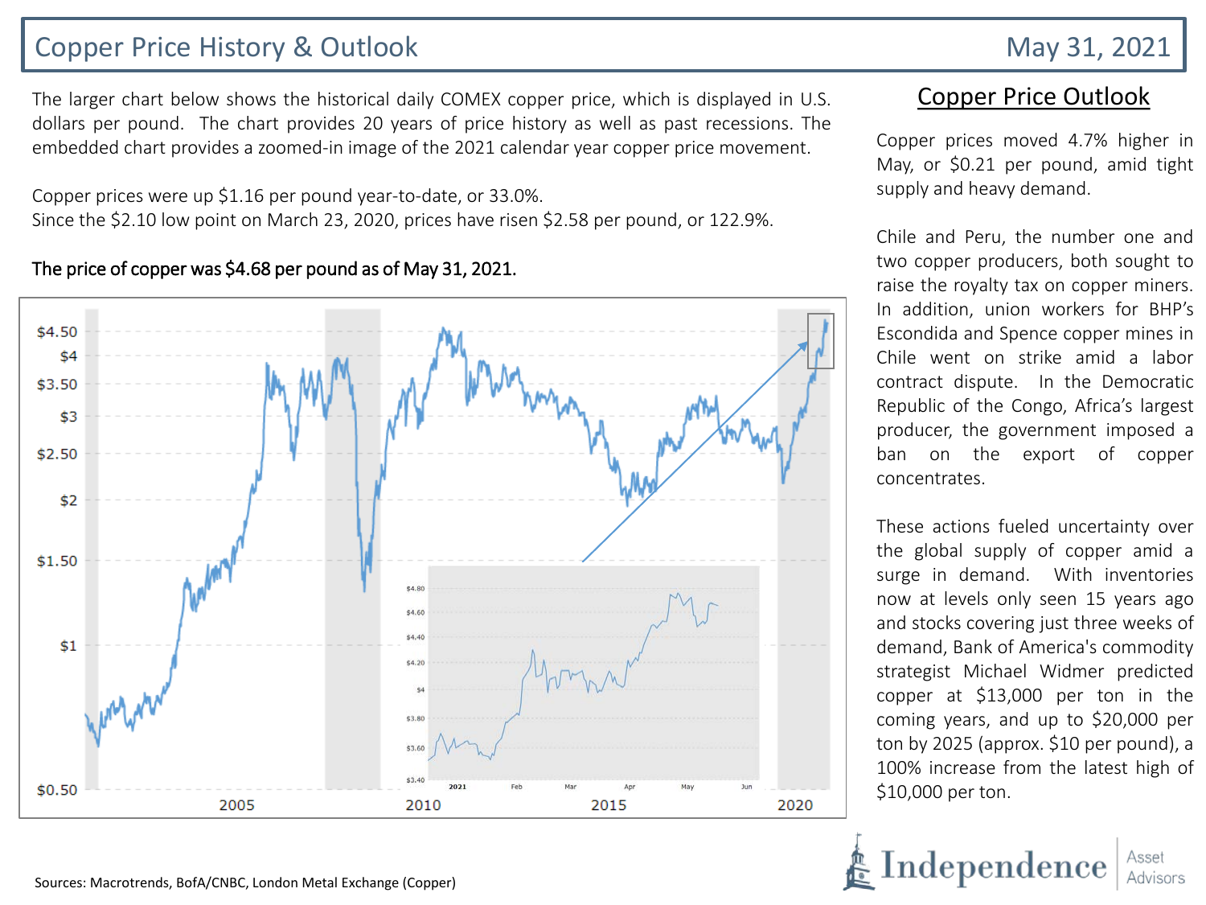# Copper Price History & Outlook

May 31, 2021

The larger chart below shows the historical daily COMEX copper price, which is displayed in U.S. dollars per pound. The chart provides 20 years of price history as well as past recessions. The embedded chart provides a zoomed-in image of the 2021 calendar year copper price movement.

Copper prices were up $1.16 per pound year-to-date, or 33.0%.
Since the $2.10 low point on March 23, 2020, prices have risen $2.58 per pound, or 122.9%.

**The price of copper was $4.68 per pound as of May 31, 2021.**

## Copper Price Outlook

Copper prices moved 4.7% higher in May, or $0.21 per pound, amid tight supply and heavy demand.

Chile and Peru, the number one and two copper producers, both sought to raise the royalty tax on copper miners. In addition, union workers for BHP's Escondida and Spence copper mines in Chile went on strike amid a labor contract dispute. In the Democratic Republic of the Congo, Africa's largest producer, the government imposed a ban on the export of copper concentrates.

These actions fueled uncertainty over the global supply of copper amid a surge in demand. With inventories now at levels only seen 15 years ago and stocks covering just three weeks of demand, Bank of America's commodity strategist Michael Widmer predicted copper at $13,000 per ton in the coming years, and up to $20,000 per ton by 2025 (approx. $10 per pound), a 100% increase from the latest high of $10,000 per ton.

Sources: Macrotrends, BofA/CNBC, London Metal Exchange (Copper)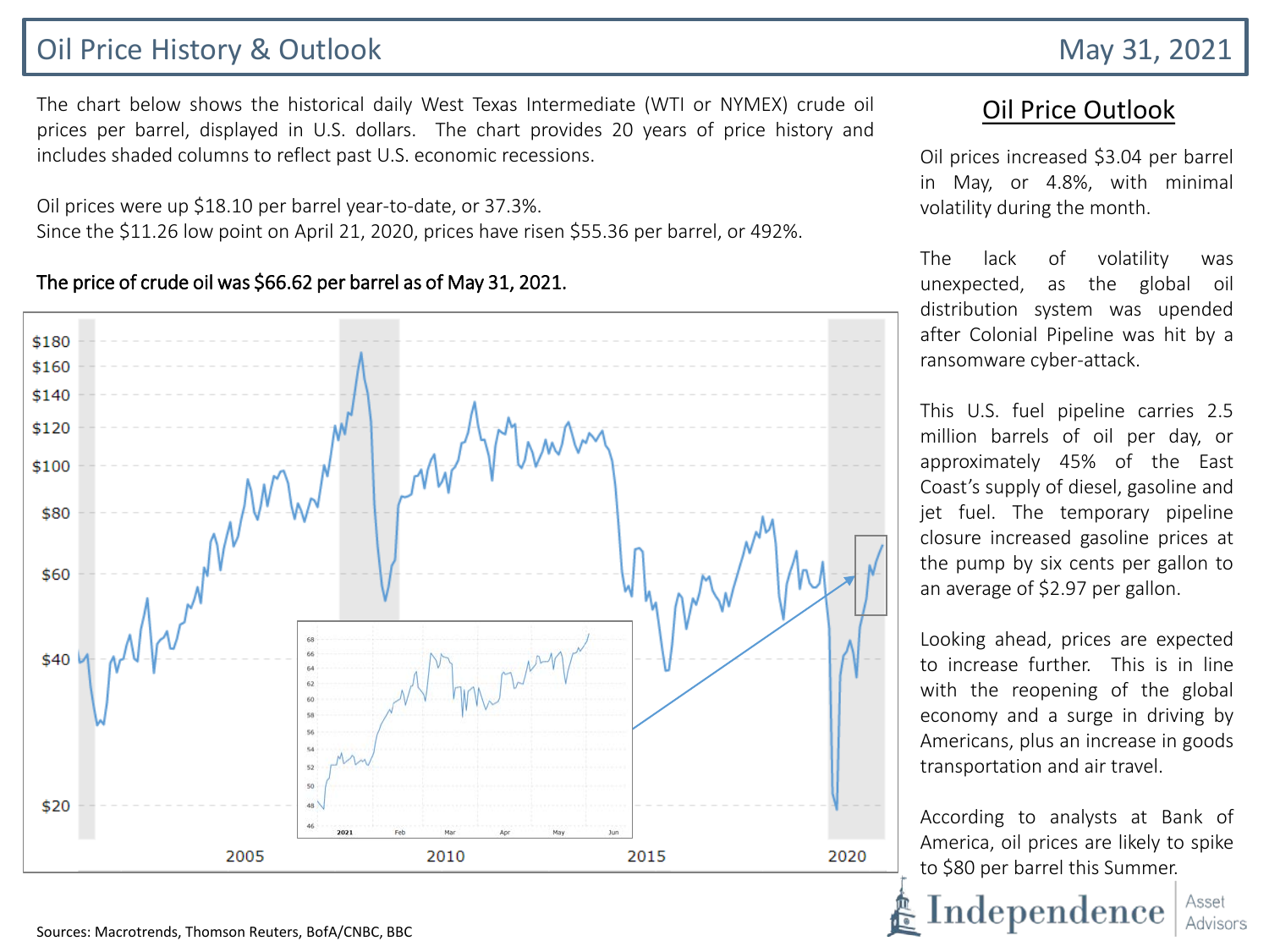# Oil Price History & Outlook

May 31, 2021

The chart below shows the historical daily West Texas Intermediate (WTI or NYMEX) crude oil prices per barrel, displayed in U.S. dollars. The chart provides 20 years of price history and includes shaded columns to reflect past U.S. economic recessions.

Oil prices were up $18.10 per barrel year-to-date, or 37.3%.
Since the $11.26 low point on April 21, 2020, prices have risen $55.36 per barrel, or 492%.

**The price of crude oil was $66.62 per barrel as of May 31, 2021.**

$180
$160
$140
$120
$100
$80
$60
$40
$20

2005
2010
2015
2020

68
66
64
62
60
58
56
54
52
50
48
46

2021
Feb
Mar
Apr
May
Jun

## Oil Price Outlook

Oil prices increased $3.04 per barrel in May, or 4.8%, with minimal volatility during the month.

The lack of volatility was unexpected, as the global oil distribution system was upended after Colonial Pipeline was hit by a ransomware cyber-attack.

This U.S. fuel pipeline carries 2.5 million barrels of oil per day, or approximately 45% of the East Coast's supply of diesel, gasoline and jet fuel. The temporary pipeline closure increased gasoline prices at the pump by six cents per gallon to an average of $2.97 per gallon.

Looking ahead, prices are expected to increase further. This is in line with the reopening of the global economy and a surge in driving by Americans, plus an increase in goods transportation and air travel.

According to analysts at Bank of America, oil prices are likely to spike to $80 per barrel this Summer.

Sources: Macrotrends, Thomson Reuters, BofA/CNBC, BBC

Independence Asset Advisors